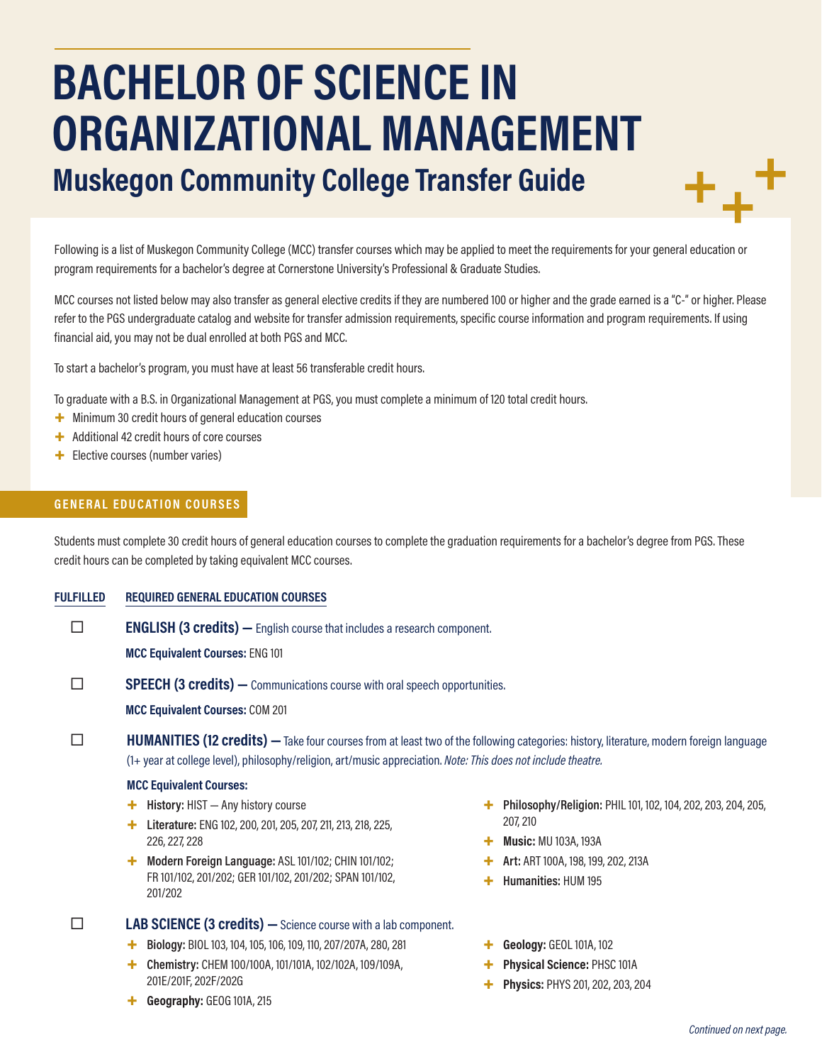# BACHELOR OF SCIENCE IN ORGANIZATIONAL MANAGEMENT

## Muskegon Community College Transfer Guide

Following is a list of Muskegon Community College (MCC) transfer courses which may be applied to meet the requirements for your general education or program requirements for a bachelor's degree at Cornerstone University's Professional & Graduate Studies.

MCC courses not listed below may also transfer as general elective credits if they are numbered 100 or higher and the grade earned is a "C-" or higher. Please refer to the PGS undergraduate catalog and website for transfer admission requirements, specific course information and program requirements. If using financial aid, you may not be dual enrolled at both PGS and MCC.

To start a bachelor's program, you must have at least 56 transferable credit hours.

To graduate with a B.S. in Organizational Management at PGS, you must complete a minimum of 120 total credit hours.

- Minimum 30 credit hours of general education courses
- Additional 42 credit hours of core courses
- Elective courses (number varies)

### GENERAL EDUCATION COURSES

Students must complete 30 credit hours of general education courses to complete the graduation requirements for a bachelor's degree from PGS. These credit hours can be completed by taking equivalent MCC courses.

**FULFILLED** | **REQUIRED GENERAL EDUCATION COURSES**

☐ **ENGLISH (3 credits) —** English course that includes a research component.

**MCC Equivalent Courses:** ENG 101

☐ **SPEECH (3 credits) —** Communications course with oral speech opportunities.

**MCC Equivalent Courses:** COM 201

☐ **HUMANITIES (12 credits) —** Take four courses from at least two of the following categories: history, literature, modern foreign language (1+ year at college level), philosophy/religion, art/music appreciation. *Note: This does not include theatre.*

**MCC Equivalent Courses:**

- **History:** HIST — Any history course
- **Literature:** ENG 102, 200, 201, 205, 207, 211, 213, 218, 225, 226, 227, 228
- **Modern Foreign Language:** ASL 101/102; CHIN 101/102; FR 101/102, 201/202; GER 101/102, 201/202; SPAN 101/102, 201/202
- **Philosophy/Religion:** PHIL 101, 102, 104, 202, 203, 204, 205, 207, 210
- **Music:** MU 103A, 193A
- **Art:** ART 100A, 198, 199, 202, 213A
- **Humanities:** HUM 195

☐ **LAB SCIENCE (3 credits) —** Science course with a lab component.

- **Biology:** BIOL 103, 104, 105, 106, 109, 110, 207/207A, 280, 281
- **Chemistry:** CHEM 100/100A, 101/101A, 102/102A, 109/109A, 201E/201F, 202F/202G
- **Geography:** GEOG 101A, 215
- **Geology:** GEOL 101A, 102
- **Physical Science:** PHSC 101A
- **Physics:** PHYS 201, 202, 203, 204

*Continued on next page.*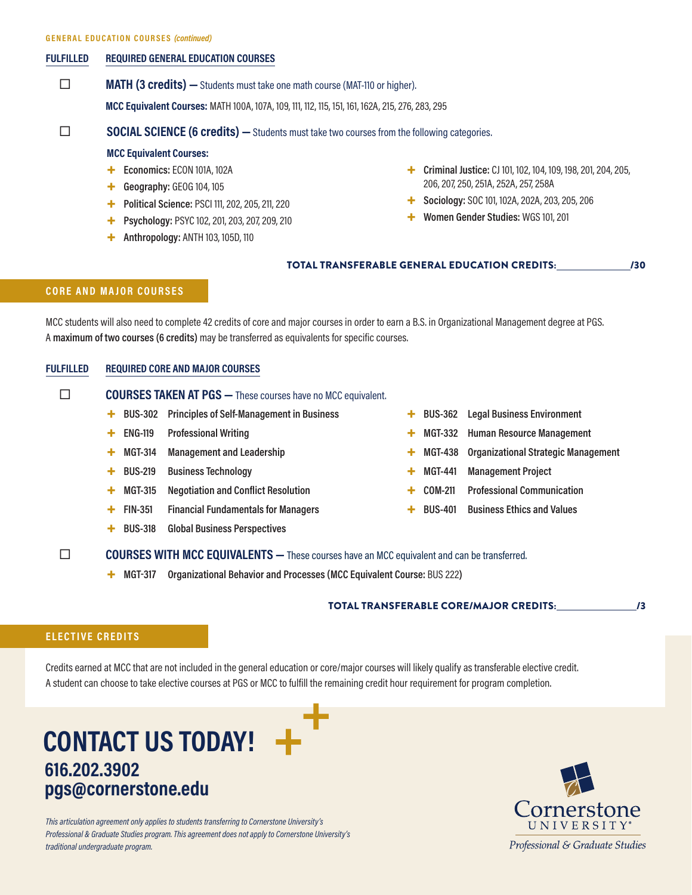**GENERAL EDUCATION COURSES** *(continued)*

**FULFILLED** **REQUIRED GENERAL EDUCATION COURSES**

☐ **MATH (3 credits) —** Students must take one math course (MAT-110 or higher).

**MCC Equivalent Courses:** MATH 100A, 107A, 109, 111, 112, 115, 151, 161, 162A, 215, 276, 283, 295

☐ **SOCIAL SCIENCE (6 credits) —** Students must take two courses from the following categories.

**MCC Equivalent Courses:**

- **Economics:** ECON 101A, 102A
- **Geography:** GEOG 104, 105
- **Political Science:** PSCI 111, 202, 205, 211, 220
- **Psychology:** PSYC 102, 201, 203, 207, 209, 210
- **Anthropology:** ANTH 103, 105D, 110
- **Criminal Justice:** CJ 101, 102, 104, 109, 198, 201, 204, 205, 206, 207, 250, 251A, 252A, 257, 258A
- **Sociology:** SOC 101, 102A, 202A, 203, 205, 206
- **Women Gender Studies:** WGS 101, 201

**TOTAL TRANSFERABLE GENERAL EDUCATION CREDITS:\_\_\_\_\_\_\_\_\_\_/30**

## CORE AND MAJOR COURSES

MCC students will also need to complete 42 credits of core and major courses in order to earn a B.S. in Organizational Management degree at PGS. A **maximum of two courses (6 credits)** may be transferred as equivalents for specific courses.

**FULFILLED** **REQUIRED CORE AND MAJOR COURSES**

☐ **COURSES TAKEN AT PGS —** These courses have no MCC equivalent.

- **BUS-302** Principles of Self-Management in Business
- **ENG-119** Professional Writing
- **MGT-314** Management and Leadership
- **BUS-219** Business Technology
- **MGT-315** Negotiation and Conflict Resolution
- **FIN-351** Financial Fundamentals for Managers
- **BUS-318** Global Business Perspectives
- **BUS-362** Legal Business Environment
- **MGT-332** Human Resource Management
- **MGT-438** Organizational Strategic Management
- **MGT-441** Management Project
- **COM-211** Professional Communication
- **BUS-401** Business Ethics and Values

☐ **COURSES WITH MCC EQUIVALENTS —** These courses have an MCC equivalent and can be transferred.

- **MGT-317** Organizational Behavior and Processes (**MCC Equivalent Course:** BUS 222)

**TOTAL TRANSFERABLE CORE/MAJOR CREDITS:\_\_\_\_\_\_\_\_\_\_/3**

## ELECTIVE CREDITS

Credits earned at MCC that are not included in the general education or core/major courses will likely qualify as transferable elective credit. A student can choose to take elective courses at PGS or MCC to fulfill the remaining credit hour requirement for program completion.

# CONTACT US TODAY!

**616.202.3902**
**pgs@cornerstone.edu**

*This articulation agreement only applies to students transferring to Cornerstone University's Professional & Graduate Studies program. This agreement does not apply to Cornerstone University's traditional undergraduate program.*

Cornerstone UNIVERSITY®
*Professional & Graduate Studies*